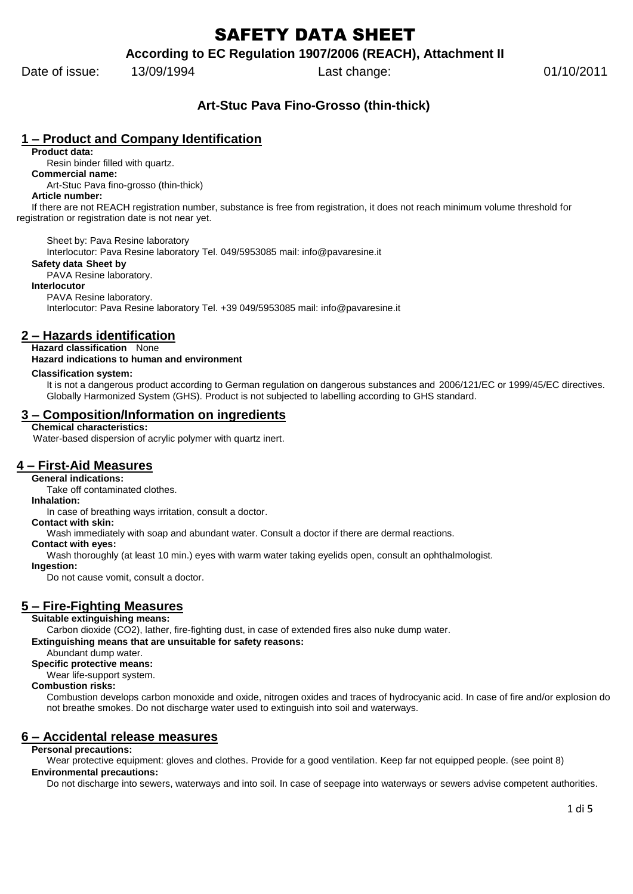# SAFETY DATA SHEET

**According to EC Regulation 1907/2006 (REACH), Attachment II**

Date of issue: 13/09/1994 Last change: 01/10/2011

### Art-Stuc Pava Fino-Grosso (thin-thick)

## 1 – Product and Company Identification

**Product data:**

Resin binder filled with quartz.

**Commercial name:**

Art-Stuc Pava fino-grosso (thin-thick)

**Article number:**

If there are not REACH registration number, substance is free from registration, it does not reach minimum volume threshold for registration or registration date is not near yet.

Sheet by: Pava Resine laboratory

Interlocutor: Pava Resine laboratory Tel. 049/5953085 mail: info@pavaresine.it

**Safety data Sheet by**

PAVA Resine laboratory.

**Interlocutor**

PAVA Resine laboratory.

Interlocutor: Pava Resine laboratory Tel. +39 049/5953085 mail: info@pavaresine.it

## 2 – Hazards identification

**Hazard classification** None

**Hazard indications to human and environment**

**Classification system:**

It is not a dangerous product according to German regulation on dangerous substances and 2006/121/EC or 1999/45/EC directives. Globally Harmonized System (GHS). Product is not subjected to labelling according to GHS standard.

## 3 – Composition/Information on ingredients

**Chemical characteristics:**

Water-based dispersion of acrylic polymer with quartz inert.

## 4 – First-Aid Measures

**General indications:**

Take off contaminated clothes.

**Inhalation:**

In case of breathing ways irritation, consult a doctor.

**Contact with skin:**

Wash immediately with soap and abundant water. Consult a doctor if there are dermal reactions.

**Contact with eyes:**

Wash thoroughly (at least 10 min.) eyes with warm water taking eyelids open, consult an ophthalmologist.

**Ingestion:**

Do not cause vomit, consult a doctor.

## 5 – Fire-Fighting Measures

**Suitable extinguishing means:**

Carbon dioxide ($CO_2$), lather, fire-fighting dust, in case of extended fires also nuke dump water.

**Extinguishing means that are unsuitable for safety reasons:**

Abundant dump water.

**Specific protective means:**

Wear life-support system.

**Combustion risks:**

Combustion develops carbon monoxide and oxide, nitrogen oxides and traces of hydrocyanic acid. In case of fire and/or explosion do not breathe smokes. Do not discharge water used to extinguish into soil and waterways.

## 6 – Accidental release measures

**Personal precautions:**

Wear protective equipment: gloves and clothes. Provide for a good ventilation. Keep far not equipped people. (see point 8)

**Environmental precautions:**

Do not discharge into sewers, waterways and into soil. In case of seepage into waterways or sewers advise competent authorities.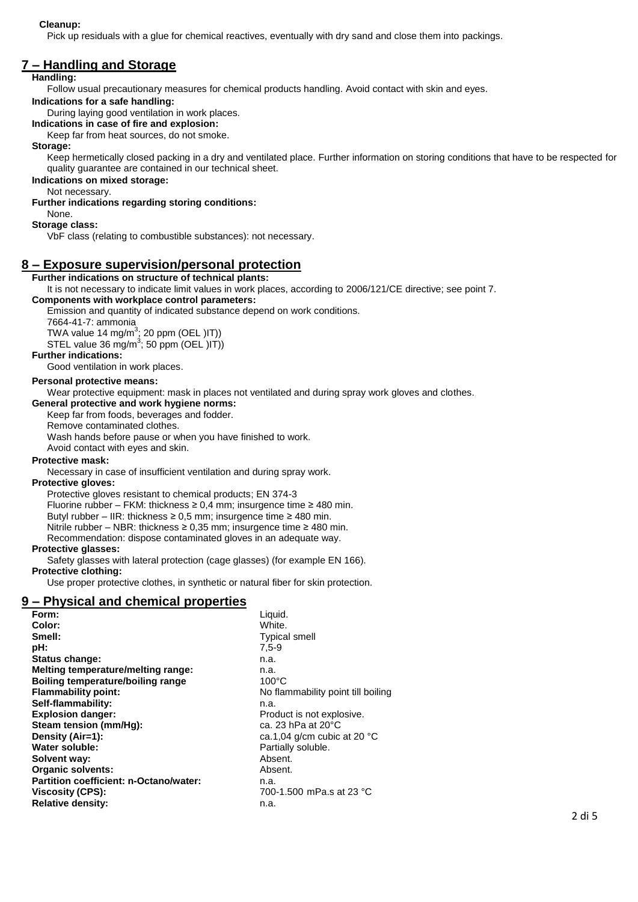**Cleanup:**

Pick up residuals with a glue for chemical reactives, eventually with dry sand and close them into packings.

## 7 – Handling and Storage

**Handling:**

Follow usual precautionary measures for chemical products handling. Avoid contact with skin and eyes.

**Indications for a safe handling:**

During laying good ventilation in work places.

**Indications in case of fire and explosion:**

Keep far from heat sources, do not smoke.

**Storage:**

Keep hermetically closed packing in a dry and ventilated place. Further information on storing conditions that have to be respected for quality guarantee are contained in our technical sheet.

**Indications on mixed storage:**

Not necessary.

**Further indications regarding storing conditions:**

None.

**Storage class:**

VbF class (relating to combustible substances): not necessary.

## 8 – Exposure supervision/personal protection

**Further indications on structure of technical plants:**

It is not necessary to indicate limit values in work places, according to 2006/121/CE directive; see point 7.

**Components with workplace control parameters:**

Emission and quantity of indicated substance depend on work conditions.

7664-41-7: ammonia

TWA value 14 mg/m$^3$; 20 ppm (OEL )IT))

STEL value 36 mg/m$^3$; 50 ppm (OEL )IT))

**Further indications:**

Good ventilation in work places.

**Personal protective means:**

Wear protective equipment: mask in places not ventilated and during spray work gloves and clothes.

**General protective and work hygiene norms:**

Keep far from foods, beverages and fodder.

Remove contaminated clothes.

Wash hands before pause or when you have finished to work.

Avoid contact with eyes and skin.

**Protective mask:**

Necessary in case of insufficient ventilation and during spray work.

**Protective gloves:**

Protective gloves resistant to chemical products; EN 374-3

Fluorine rubber – FKM: thickness ≥ 0,4 mm; insurgence time ≥ 480 min.

Butyl rubber – IIR: thickness ≥ 0,5 mm; insurgence time ≥ 480 min.

Nitrile rubber – NBR: thickness ≥ 0,35 mm; insurgence time ≥ 480 min.

Recommendation: dispose contaminated gloves in an adequate way.

**Protective glasses:**

Safety glasses with lateral protection (cage glasses) (for example EN 166).

**Protective clothing:**

Use proper protective clothes, in synthetic or natural fiber for skin protection.

## 9 – Physical and chemical properties

| | |
|---|---|
| **Form:** | Liquid. |
| **Color:** | White. |
| **Smell:** | Typical smell |
| **pH:** | 7,5-9 |
| **Status change:** | n.a. |
| **Melting temperature/melting range:** | n.a. |
| **Boiling temperature/boiling range** | 100°C |
| **Flammability point:** | No flammability point till boiling |
| **Self-flammability:** | n.a. |
| **Explosion danger:** | Product is not explosive. |
| **Steam tension (mm/Hg):** | ca. 23 hPa at 20°C |
| **Density (Air=1):** | ca.1,04 g/cm cubic at 20 °C |
| **Water soluble:** | Partially soluble. |
| **Solvent way:** | Absent. |
| **Organic solvents:** | Absent. |
| **Partition coefficient: n-Octano/water:** | n.a. |
| **Viscosity (CPS):** | 700-1.500 mPa.s at 23 °C |
| **Relative density:** | n.a. |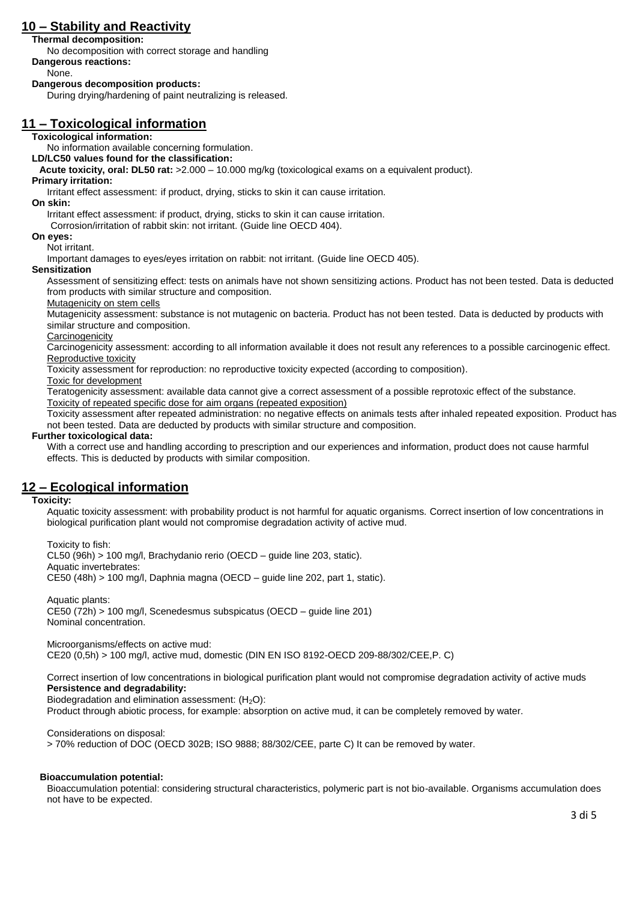## 10 – Stability and Reactivity

**Thermal decomposition:**

No decomposition with correct storage and handling

**Dangerous reactions:**

None.

**Dangerous decomposition products:**

During drying/hardening of paint neutralizing is released.

## 11 – Toxicological information

**Toxicological information:**

No information available concerning formulation.

**LD/LC50 values found for the classification:**

**Acute toxicity, oral: DL50 rat:** >2.000 – 10.000 mg/kg (toxicological exams on a equivalent product).

**Primary irritation:**

Irritant effect assessment: if product, drying, sticks to skin it can cause irritation.

**On skin:**

Irritant effect assessment: if product, drying, sticks to skin it can cause irritation.

Corrosion/irritation of rabbit skin: not irritant. (Guide line OECD 404).

**On eyes:**

Not irritant.

Important damages to eyes/eyes irritation on rabbit: not irritant. (Guide line OECD 405).

**Sensitization**

Assessment of sensitizing effect: tests on animals have not shown sensitizing actions. Product has not been tested. Data is deducted from products with similar structure and composition.

Mutagenicity on stem cells

Mutagenicity assessment: substance is not mutagenic on bacteria. Product has not been tested. Data is deducted by products with similar structure and composition.

Carcinogenicity

Carcinogenicity assessment: according to all information available it does not result any references to a possible carcinogenic effect.

Reproductive toxicity

Toxicity assessment for reproduction: no reproductive toxicity expected (according to composition).

Toxic for development

Teratogenicity assessment: available data cannot give a correct assessment of a possible reprotoxic effect of the substance.

Toxicity of repeated specific dose for aim organs (repeated exposition)

Toxicity assessment after repeated administration: no negative effects on animals tests after inhaled repeated exposition. Product has not been tested. Data are deducted by products with similar structure and composition.

**Further toxicological data:**

With a correct use and handling according to prescription and our experiences and information, product does not cause harmful effects. This is deducted by products with similar composition.

## 12 – Ecological information

**Toxicity:**

Aquatic toxicity assessment: with probability product is not harmful for aquatic organisms. Correct insertion of low concentrations in biological purification plant would not compromise degradation activity of active mud.

Toxicity to fish:
CL50 (96h) > 100 mg/l, Brachydanio rerio (OECD – guide line 203, static).
Aquatic invertebrates:
CE50 (48h) > 100 mg/l, Daphnia magna (OECD – guide line 202, part 1, static).

Aquatic plants:
CE50 (72h) > 100 mg/l, Scenedesmus subspicatus (OECD – guide line 201)
Nominal concentration.

Microorganisms/effects on active mud:
CE20 (0,5h) > 100 mg/l, active mud, domestic (DIN EN ISO 8192-OECD 209-88/302/CEE,P. C)

Correct insertion of low concentrations in biological purification plant would not compromise degradation activity of active muds

**Persistence and degradability:**

Biodegradation and elimination assessment: ($H_2O$):
Product through abiotic process, for example: absorption on active mud, it can be completely removed by water.

Considerations on disposal:
> 70% reduction of DOC (OECD 302B; ISO 9888; 88/302/CEE, parte C) It can be removed by water.

**Bioaccumulation potential:**

Bioaccumulation potential: considering structural characteristics, polymeric part is not bio-available. Organisms accumulation does not have to be expected.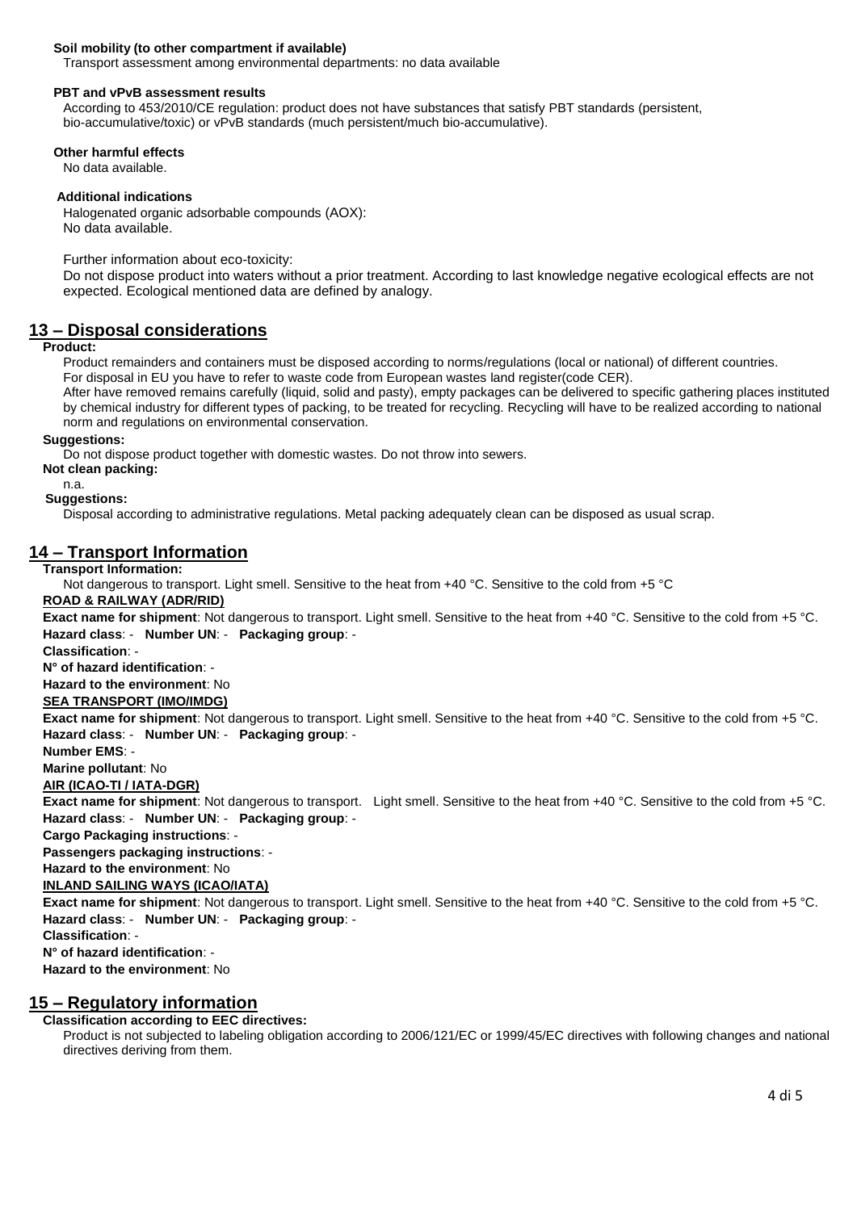**Soil mobility (to other compartment if available)**

Transport assessment among environmental departments: no data available

**PBT and vPvB assessment results**

According to 453/2010/CE regulation: product does not have substances that satisfy PBT standards (persistent, bio-accumulative/toxic) or vPvB standards (much persistent/much bio-accumulative).

**Other harmful effects**

No data available.

**Additional indications**

Halogenated organic adsorbable compounds (AOX):
No data available.

Further information about eco-toxicity:
Do not dispose product into waters without a prior treatment. According to last knowledge negative ecological effects are not expected. Ecological mentioned data are defined by analogy.

## 13 – Disposal considerations

**Product:**

Product remainders and containers must be disposed according to norms/regulations (local or national) of different countries.
For disposal in EU you have to refer to waste code from European wastes land register(code CER).
After have removed remains carefully (liquid, solid and pasty), empty packages can be delivered to specific gathering places instituted by chemical industry for different types of packing, to be treated for recycling. Recycling will have to be realized according to national norm and regulations on environmental conservation.

**Suggestions:**

Do not dispose product together with domestic wastes. Do not throw into sewers.

**Not clean packing:**

n.a.

**Suggestions:**

Disposal according to administrative regulations. Metal packing adequately clean can be disposed as usual scrap.

## 14 – Transport Information

**Transport Information:**

Not dangerous to transport. Light smell. Sensitive to the heat from +40 °C. Sensitive to the cold from +5 °C

**ROAD & RAILWAY (ADR/RID)**

**Exact name for shipment**: Not dangerous to transport. Light smell. Sensitive to the heat from +40 °C. Sensitive to the cold from +5 °C.
**Hazard class**: - **Number UN**: - **Packaging group**: -
**Classification**: -
**N° of hazard identification**: -
**Hazard to the environment**: No

**SEA TRANSPORT (IMO/IMDG)**

**Exact name for shipment**: Not dangerous to transport. Light smell. Sensitive to the heat from +40 °C. Sensitive to the cold from +5 °C.
**Hazard class**: - **Number UN**: - **Packaging group**: -
**Number EMS**: -
**Marine pollutant**: No

**AIR (ICAO-TI / IATA-DGR)**

**Exact name for shipment**: Not dangerous to transport. Light smell. Sensitive to the heat from +40 °C. Sensitive to the cold from +5 °C.
**Hazard class**: - **Number UN**: - **Packaging group**: -
**Cargo Packaging instructions**: -
**Passengers packaging instructions**: -
**Hazard to the environment**: No

**INLAND SAILING WAYS (ICAO/IATA)**

**Exact name for shipment**: Not dangerous to transport. Light smell. Sensitive to the heat from +40 °C. Sensitive to the cold from +5 °C.
**Hazard class**: - **Number UN**: - **Packaging group**: -
**Classification**: -
**N° of hazard identification**: -
**Hazard to the environment**: No

## 15 – Regulatory information

**Classification according to EEC directives:**

Product is not subjected to labeling obligation according to 2006/121/EC or 1999/45/EC directives with following changes and national directives deriving from them.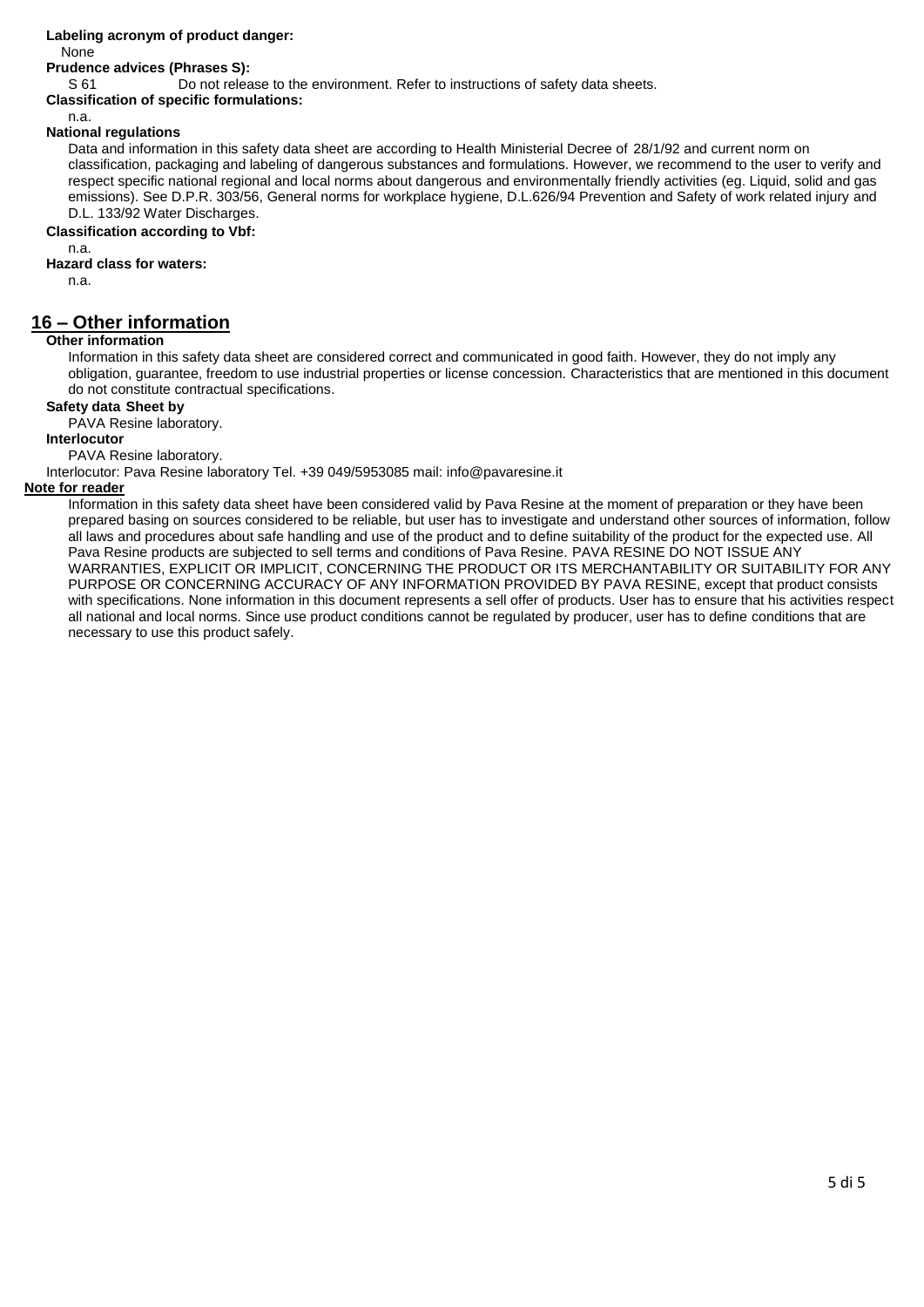**Labeling acronym of product danger:**

None

**Prudence advices (Phrases S):**

S 61 Do not release to the environment. Refer to instructions of safety data sheets.

**Classification of specific formulations:**

n.a.

**National regulations**

Data and information in this safety data sheet are according to Health Ministerial Decree of 28/1/92 and current norm on classification, packaging and labeling of dangerous substances and formulations. However, we recommend to the user to verify and respect specific national regional and local norms about dangerous and environmentally friendly activities (eg. Liquid, solid and gas emissions). See D.P.R. 303/56, General norms for workplace hygiene, D.L.626/94 Prevention and Safety of work related injury and D.L. 133/92 Water Discharges.

**Classification according to Vbf:**

n.a.

**Hazard class for waters:**

n.a.

## 16 – Other information

**Other information**

Information in this safety data sheet are considered correct and communicated in good faith. However, they do not imply any obligation, guarantee, freedom to use industrial properties or license concession. Characteristics that are mentioned in this document do not constitute contractual specifications.

**Safety data Sheet by**

PAVA Resine laboratory.

**Interlocutor**

PAVA Resine laboratory.

Interlocutor: Pava Resine laboratory Tel. +39 049/5953085 mail: info@pavaresine.it

**Note for reader**

Information in this safety data sheet have been considered valid by Pava Resine at the moment of preparation or they have been prepared basing on sources considered to be reliable, but user has to investigate and understand other sources of information, follow all laws and procedures about safe handling and use of the product and to define suitability of the product for the expected use. All Pava Resine products are subjected to sell terms and conditions of Pava Resine. PAVA RESINE DO NOT ISSUE ANY WARRANTIES, EXPLICIT OR IMPLICIT, CONCERNING THE PRODUCT OR ITS MERCHANTABILITY OR SUITABILITY FOR ANY PURPOSE OR CONCERNING ACCURACY OF ANY INFORMATION PROVIDED BY PAVA RESINE, except that product consists with specifications. None information in this document represents a sell offer of products. User has to ensure that his activities respect all national and local norms. Since use product conditions cannot be regulated by producer, user has to define conditions that are necessary to use this product safely.